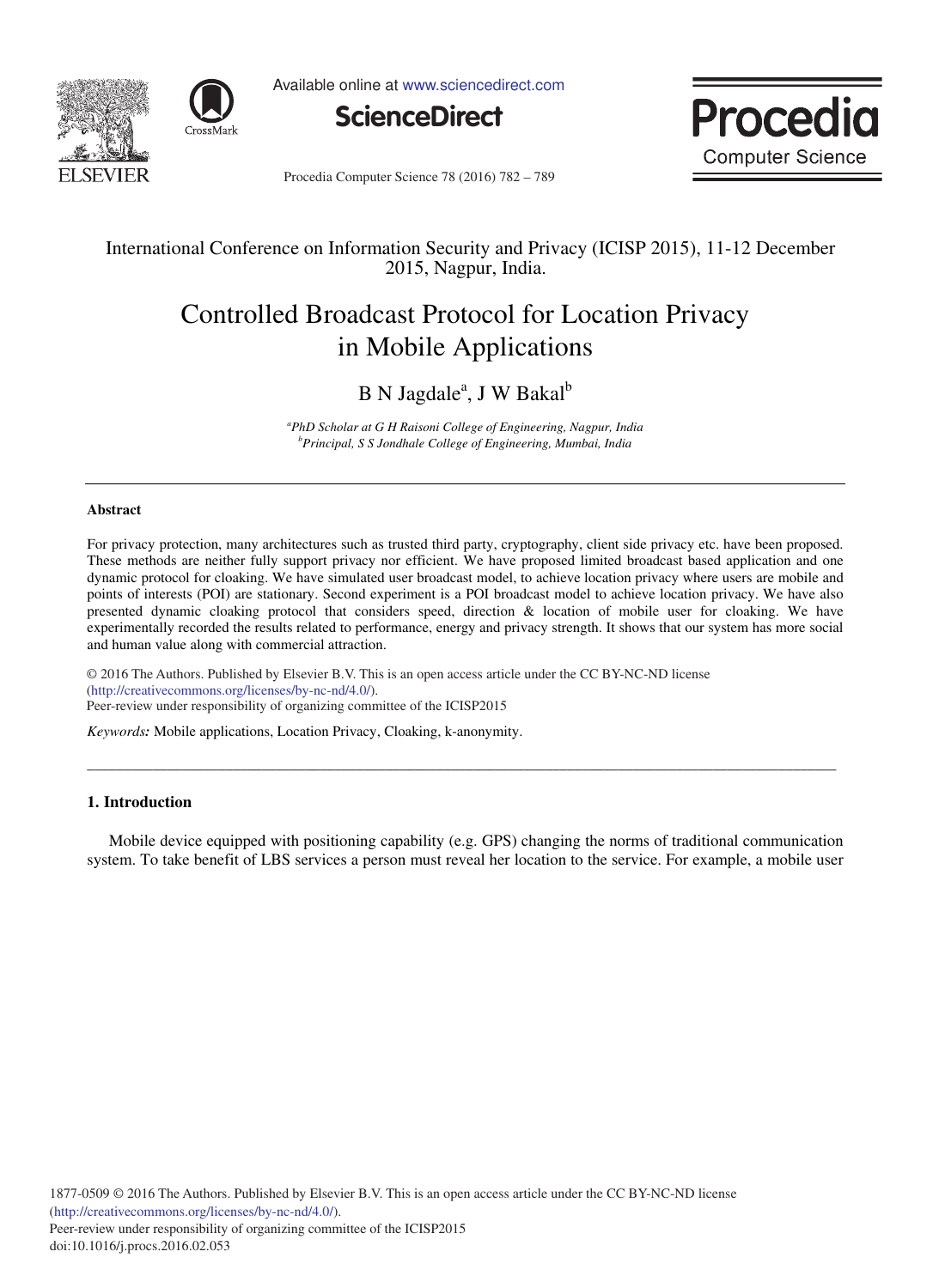International Conference on Information Security and Privacy (ICISP 2015), 11-12 December 2015, Nagpur, India.

# Controlled Broadcast Protocol for Location Privacy in Mobile Applications

B N Jagdale[a], J W Bakal[b]

[a]*PhD Scholar at G H Raisoni College of Engineering, Nagpur, India*
[b]*Principal, S S Jondhale College of Engineering, Mumbai, India*

## Abstract

For privacy protection, many architectures such as trusted third party, cryptography, client side privacy etc. have been proposed. These methods are neither fully support privacy nor efficient. We have proposed limited broadcast based application and one dynamic protocol for cloaking. We have simulated user broadcast model, to achieve location privacy where users are mobile and points of interests (POI) are stationary. Second experiment is a POI broadcast model to achieve location privacy. We have also presented dynamic cloaking protocol that considers speed, direction & location of mobile user for cloaking. We have experimentally recorded the results related to performance, energy and privacy strength. It shows that our system has more social and human value along with commercial attraction.

© 2016 The Authors. Published by Elsevier B.V. This is an open access article under the CC BY-NC-ND license (http://creativecommons.org/licenses/by-nc-nd/4.0/).
Peer-review under responsibility of organizing committee of the ICISP2015

*Keywords:* Mobile applications, Location Privacy, Cloaking, k-anonymity.

## 1. Introduction

Mobile device equipped with positioning capability (e.g. GPS) changing the norms of traditional communication system. To take benefit of LBS services a person must reveal her location to the service. For example, a mobile user

1877-0509 © 2016 The Authors. Published by Elsevier B.V. This is an open access article under the CC BY-NC-ND license (http://creativecommons.org/licenses/by-nc-nd/4.0/).
Peer-review under responsibility of organizing committee of the ICISP2015
doi:10.1016/j.procs.2016.02.053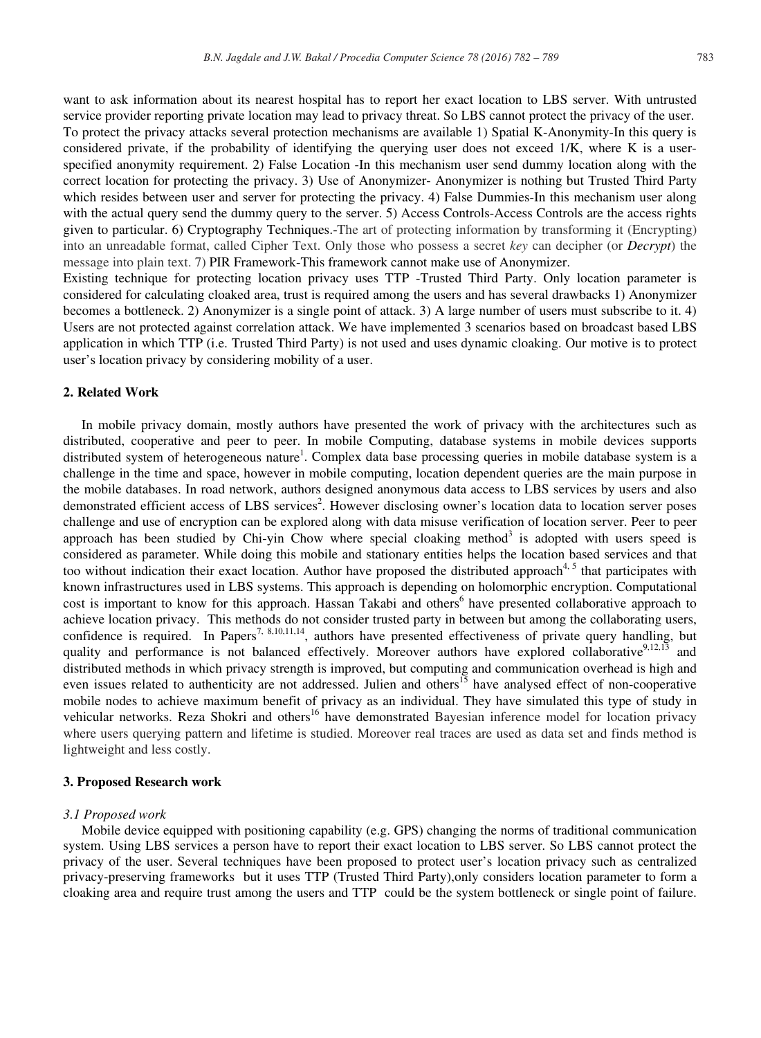want to ask information about its nearest hospital has to report her exact location to LBS server. With untrusted service provider reporting private location may lead to privacy threat. So LBS cannot protect the privacy of the user. To protect the privacy attacks several protection mechanisms are available 1) Spatial K-Anonymity-In this query is considered private, if the probability of identifying the querying user does not exceed 1/K, where K is a user-specified anonymity requirement. 2) False Location -In this mechanism user send dummy location along with the correct location for protecting the privacy. 3) Use of Anonymizer- Anonymizer is nothing but Trusted Third Party which resides between user and server for protecting the privacy. 4) False Dummies-In this mechanism user along with the actual query send the dummy query to the server. 5) Access Controls-Access Controls are the access rights given to particular. 6) Cryptography Techniques.-The art of protecting information by transforming it (Encrypting) into an unreadable format, called Cipher Text. Only those who possess a secret *key* can decipher (or ***Decrypt***) the message into plain text. 7) PIR Framework-This framework cannot make use of Anonymizer.

Existing technique for protecting location privacy uses TTP -Trusted Third Party. Only location parameter is considered for calculating cloaked area, trust is required among the users and has several drawbacks 1) Anonymizer becomes a bottleneck. 2) Anonymizer is a single point of attack. 3) A large number of users must subscribe to it. 4) Users are not protected against correlation attack. We have implemented 3 scenarios based on broadcast based LBS application in which TTP (i.e. Trusted Third Party) is not used and uses dynamic cloaking. Our motive is to protect user's location privacy by considering mobility of a user.

## 2. Related Work

In mobile privacy domain, mostly authors have presented the work of privacy with the architectures such as distributed, cooperative and peer to peer. In mobile Computing, database systems in mobile devices supports distributed system of heterogeneous nature[1]. Complex data base processing queries in mobile database system is a challenge in the time and space, however in mobile computing, location dependent queries are the main purpose in the mobile databases. In road network, authors designed anonymous data access to LBS services by users and also demonstrated efficient access of LBS services[2]. However disclosing owner's location data to location server poses challenge and use of encryption can be explored along with data misuse verification of location server. Peer to peer approach has been studied by Chi-yin Chow where special cloaking method[3] is adopted with users speed is considered as parameter. While doing this mobile and stationary entities helps the location based services and that too without indication their exact location. Author have proposed the distributed approach[4, 5] that participates with known infrastructures used in LBS systems. This approach is depending on holomorphic encryption. Computational cost is important to know for this approach. Hassan Takabi and others[6] have presented collaborative approach to achieve location privacy. This methods do not consider trusted party in between but among the collaborating users, confidence is required. In Papers[7, 8,10,11,14], authors have presented effectiveness of private query handling, but quality and performance is not balanced effectively. Moreover authors have explored collaborative[9,12,13] and distributed methods in which privacy strength is improved, but computing and communication overhead is high and even issues related to authenticity are not addressed. Julien and others[15] have analysed effect of non-cooperative mobile nodes to achieve maximum benefit of privacy as an individual. They have simulated this type of study in vehicular networks. Reza Shokri and others[16] have demonstrated Bayesian inference model for location privacy where users querying pattern and lifetime is studied. Moreover real traces are used as data set and finds method is lightweight and less costly.

## 3. Proposed Research work

### *3.1 Proposed work*

Mobile device equipped with positioning capability (e.g. GPS) changing the norms of traditional communication system. Using LBS services a person have to report their exact location to LBS server. So LBS cannot protect the privacy of the user. Several techniques have been proposed to protect user's location privacy such as centralized privacy-preserving frameworks but it uses TTP (Trusted Third Party),only considers location parameter to form a cloaking area and require trust among the users and TTP could be the system bottleneck or single point of failure.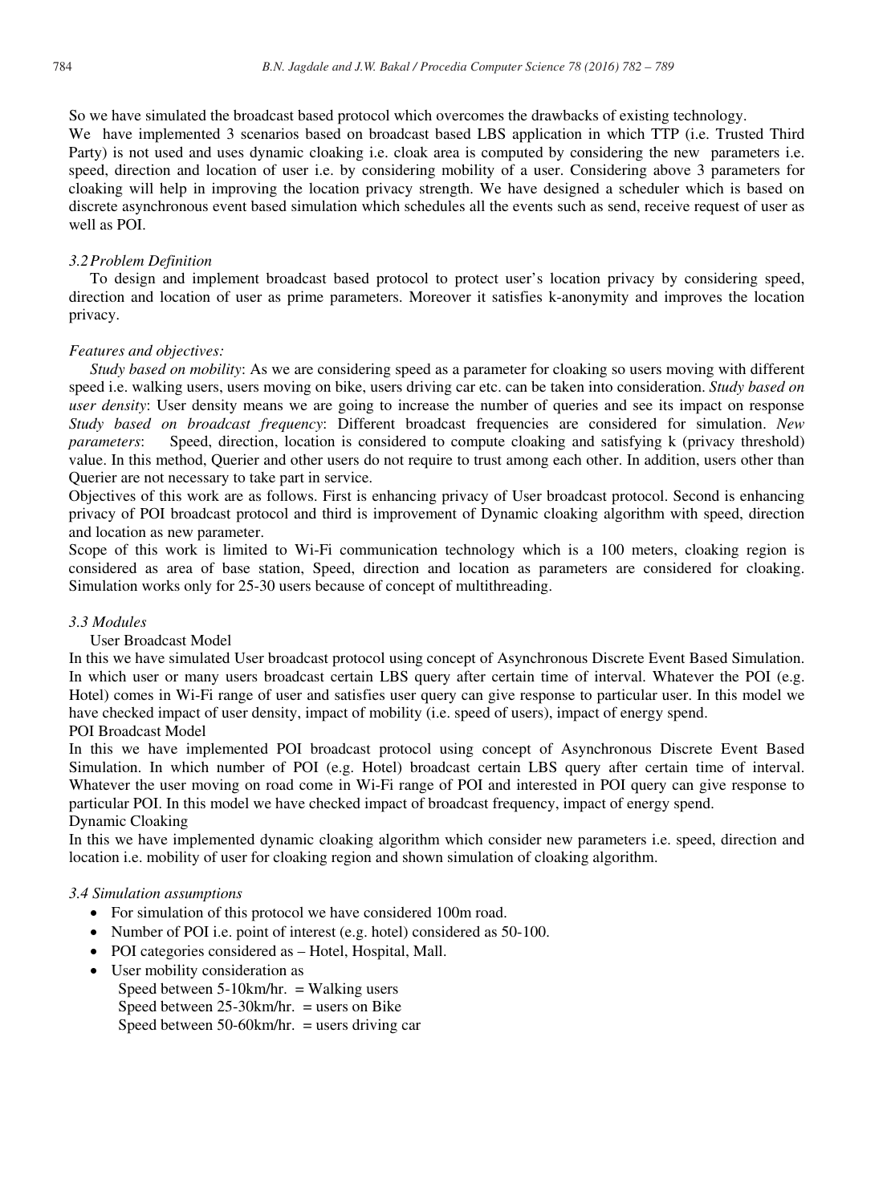So we have simulated the broadcast based protocol which overcomes the drawbacks of existing technology.

We have implemented 3 scenarios based on broadcast based LBS application in which TTP (i.e. Trusted Third Party) is not used and uses dynamic cloaking i.e. cloak area is computed by considering the new parameters i.e. speed, direction and location of user i.e. by considering mobility of a user. Considering above 3 parameters for cloaking will help in improving the location privacy strength. We have designed a scheduler which is based on discrete asynchronous event based simulation which schedules all the events such as send, receive request of user as well as POI.

### *3.2 Problem Definition*

To design and implement broadcast based protocol to protect user's location privacy by considering speed, direction and location of user as prime parameters. Moreover it satisfies k-anonymity and improves the location privacy.

*Features and objectives:*

*Study based on mobility*: As we are considering speed as a parameter for cloaking so users moving with different speed i.e. walking users, users moving on bike, users driving car etc. can be taken into consideration. *Study based on user density*: User density means we are going to increase the number of queries and see its impact on response *Study based on broadcast frequency*: Different broadcast frequencies are considered for simulation. *New parameters*: Speed, direction, location is considered to compute cloaking and satisfying k (privacy threshold) value. In this method, Querier and other users do not require to trust among each other. In addition, users other than Querier are not necessary to take part in service.

Objectives of this work are as follows. First is enhancing privacy of User broadcast protocol. Second is enhancing privacy of POI broadcast protocol and third is improvement of Dynamic cloaking algorithm with speed, direction and location as new parameter.

Scope of this work is limited to Wi-Fi communication technology which is a 100 meters, cloaking region is considered as area of base station, Speed, direction and location as parameters are considered for cloaking. Simulation works only for 25-30 users because of concept of multithreading.

### *3.3 Modules*

User Broadcast Model

In this we have simulated User broadcast protocol using concept of Asynchronous Discrete Event Based Simulation. In which user or many users broadcast certain LBS query after certain time of interval. Whatever the POI (e.g. Hotel) comes in Wi-Fi range of user and satisfies user query can give response to particular user. In this model we have checked impact of user density, impact of mobility (i.e. speed of users), impact of energy spend.

POI Broadcast Model

In this we have implemented POI broadcast protocol using concept of Asynchronous Discrete Event Based Simulation. In which number of POI (e.g. Hotel) broadcast certain LBS query after certain time of interval. Whatever the user moving on road come in Wi-Fi range of POI and interested in POI query can give response to particular POI. In this model we have checked impact of broadcast frequency, impact of energy spend.

Dynamic Cloaking

In this we have implemented dynamic cloaking algorithm which consider new parameters i.e. speed, direction and location i.e. mobility of user for cloaking region and shown simulation of cloaking algorithm.

### *3.4 Simulation assumptions*

- For simulation of this protocol we have considered 100m road.
- Number of POI i.e. point of interest (e.g. hotel) considered as 50-100.
- POI categories considered as – Hotel, Hospital, Mall.
- User mobility consideration as
  - Speed between 5-10km/hr. = Walking users
  - Speed between 25-30km/hr. = users on Bike
  - Speed between 50-60km/hr. = users driving car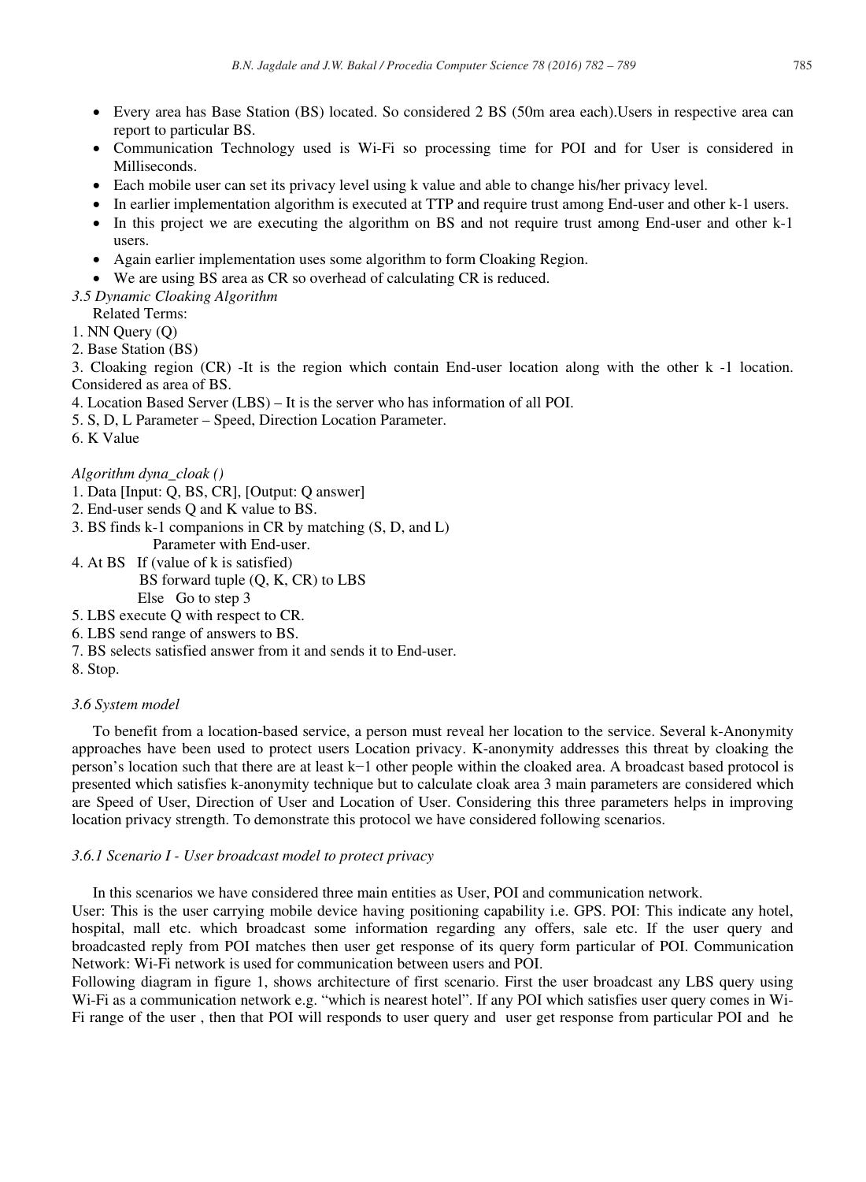- Every area has Base Station (BS) located. So considered 2 BS (50m area each).Users in respective area can report to particular BS.
- Communication Technology used is Wi-Fi so processing time for POI and for User is considered in Milliseconds.
- Each mobile user can set its privacy level using k value and able to change his/her privacy level.
- In earlier implementation algorithm is executed at TTP and require trust among End-user and other k-1 users.
- In this project we are executing the algorithm on BS and not require trust among End-user and other k-1 users.
- Again earlier implementation uses some algorithm to form Cloaking Region.
- We are using BS area as CR so overhead of calculating CR is reduced.

### *3.5 Dynamic Cloaking Algorithm*

Related Terms:

1. NN Query (Q)
2. Base Station (BS)
3. Cloaking region (CR) -It is the region which contain End-user location along with the other k -1 location. Considered as area of BS.
4. Location Based Server (LBS) – It is the server who has information of all POI.
5. S, D, L Parameter – Speed, Direction Location Parameter.
6. K Value

*Algorithm dyna_cloak ()*

```
1. Data [Input: Q, BS, CR], [Output: Q answer]
2. End-user sends Q and K value to BS.
3. BS finds k-1 companions in CR by matching (S, D, and L)
        Parameter with End-user.
4. At BS   If (value of k is satisfied)
        BS forward tuple (Q, K, CR) to LBS
        Else   Go to step 3
5. LBS execute Q with respect to CR.
6. LBS send range of answers to BS.
7. BS selects satisfied answer from it and sends it to End-user.
8. Stop.
```

### *3.6 System model*

To benefit from a location-based service, a person must reveal her location to the service. Several k-Anonymity approaches have been used to protect users Location privacy. K-anonymity addresses this threat by cloaking the person's location such that there are at least k−1 other people within the cloaked area. A broadcast based protocol is presented which satisfies k-anonymity technique but to calculate cloak area 3 main parameters are considered which are Speed of User, Direction of User and Location of User. Considering this three parameters helps in improving location privacy strength. To demonstrate this protocol we have considered following scenarios.

#### *3.6.1 Scenario I - User broadcast model to protect privacy*

In this scenarios we have considered three main entities as User, POI and communication network.

User: This is the user carrying mobile device having positioning capability i.e. GPS. POI: This indicate any hotel, hospital, mall etc. which broadcast some information regarding any offers, sale etc. If the user query and broadcasted reply from POI matches then user get response of its query form particular of POI. Communication Network: Wi-Fi network is used for communication between users and POI.

Following diagram in figure 1, shows architecture of first scenario. First the user broadcast any LBS query using Wi-Fi as a communication network e.g. "which is nearest hotel". If any POI which satisfies user query comes in Wi-Fi range of the user , then that POI will responds to user query and user get response from particular POI and he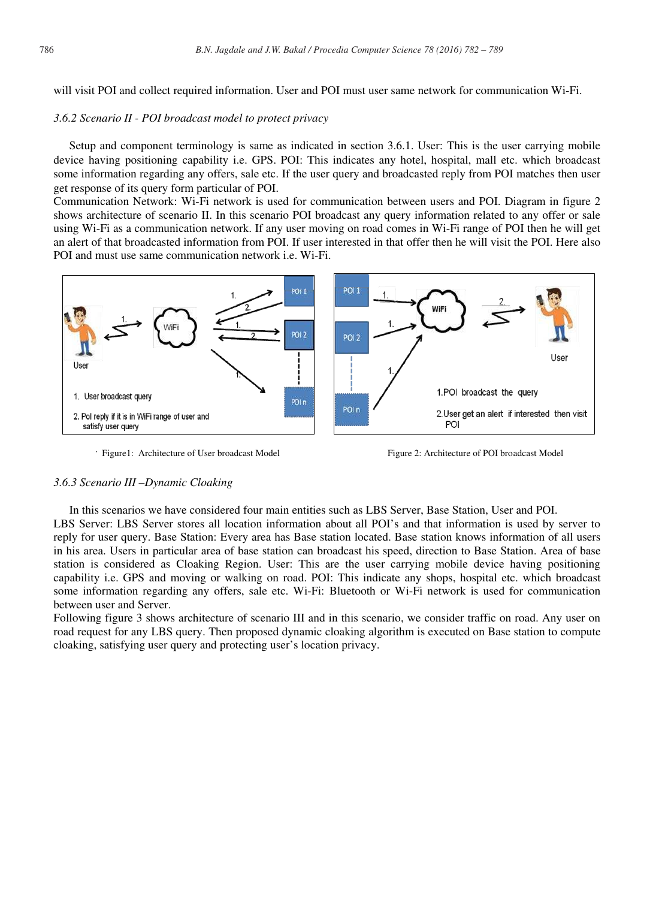will visit POI and collect required information. User and POI must user same network for communication Wi-Fi.

### 3.6.2 Scenario II - POI broadcast model to protect privacy

Setup and component terminology is same as indicated in section 3.6.1. User: This is the user carrying mobile device having positioning capability i.e. GPS. POI: This indicates any hotel, hospital, mall etc. which broadcast some information regarding any offers, sale etc. If the user query and broadcasted reply from POI matches then user get response of its query form particular of POI.
Communication Network: Wi-Fi network is used for communication between users and POI. Diagram in figure 2 shows architecture of scenario II. In this scenario POI broadcast any query information related to any offer or sale using Wi-Fi as a communication network. If any user moving on road comes in Wi-Fi range of POI then he will get an alert of that broadcasted information from POI. If user interested in that offer then he will visit the POI. Here also POI and must use same communication network i.e. Wi-Fi.

Figure1: Architecture of User broadcast Model

Figure 2: Architecture of POI broadcast Model

### 3.6.3 Scenario III –Dynamic Cloaking

In this scenarios we have considered four main entities such as LBS Server, Base Station, User and POI.
LBS Server: LBS Server stores all location information about all POI's and that information is used by server to reply for user query. Base Station: Every area has Base station located. Base station knows information of all users in his area. Users in particular area of base station can broadcast his speed, direction to Base Station. Area of base station is considered as Cloaking Region. User: This are the user carrying mobile device having positioning capability i.e. GPS and moving or walking on road. POI: This indicate any shops, hospital etc. which broadcast some information regarding any offers, sale etc. Wi-Fi: Bluetooth or Wi-Fi network is used for communication between user and Server.
Following figure 3 shows architecture of scenario III and in this scenario, we consider traffic on road. Any user on road request for any LBS query. Then proposed dynamic cloaking algorithm is executed on Base station to compute cloaking, satisfying user query and protecting user's location privacy.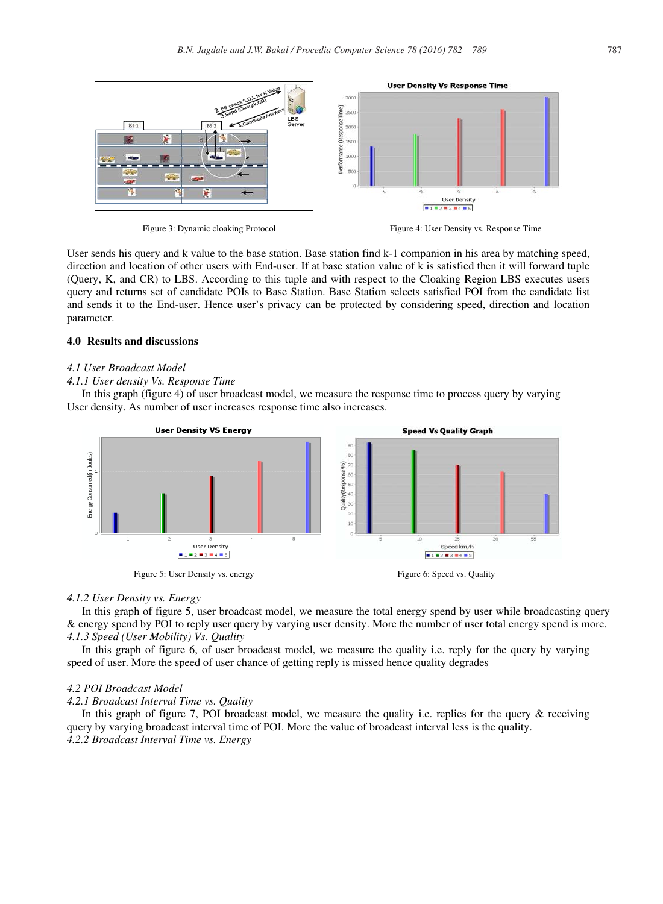Figure 3: Dynamic cloaking Protocol

Figure 4: User Density vs. Response Time

User sends his query and k value to the base station. Base station find k-1 companion in his area by matching speed, direction and location of other users with End-user. If at base station value of k is satisfied then it will forward tuple (Query, K, and CR) to LBS. According to this tuple and with respect to the Cloaking Region LBS executes users query and returns set of candidate POIs to Base Station. Base Station selects satisfied POI from the candidate list and sends it to the End-user. Hence user's privacy can be protected by considering speed, direction and location parameter.

## 4.0 Results and discussions

*4.1 User Broadcast Model*

*4.1.1 User density Vs. Response Time*

In this graph (figure 4) of user broadcast model, we measure the response time to process query by varying User density. As number of user increases response time also increases.

Figure 5: User Density vs. energy

Figure 6: Speed vs. Quality

*4.1.2 User Density vs. Energy*

In this graph of figure 5, user broadcast model, we measure the total energy spend by user while broadcasting query & energy spend by POI to reply user query by varying user density. More the number of user total energy spend is more.

*4.1.3 Speed (User Mobility) Vs. Quality*

In this graph of figure 6, of user broadcast model, we measure the quality i.e. reply for the query by varying speed of user. More the speed of user chance of getting reply is missed hence quality degrades

*4.2 POI Broadcast Model*

*4.2.1 Broadcast Interval Time vs. Quality*

In this graph of figure 7, POI broadcast model, we measure the quality i.e. replies for the query & receiving query by varying broadcast interval time of POI. More the value of broadcast interval less is the quality.

*4.2.2 Broadcast Interval Time vs. Energy*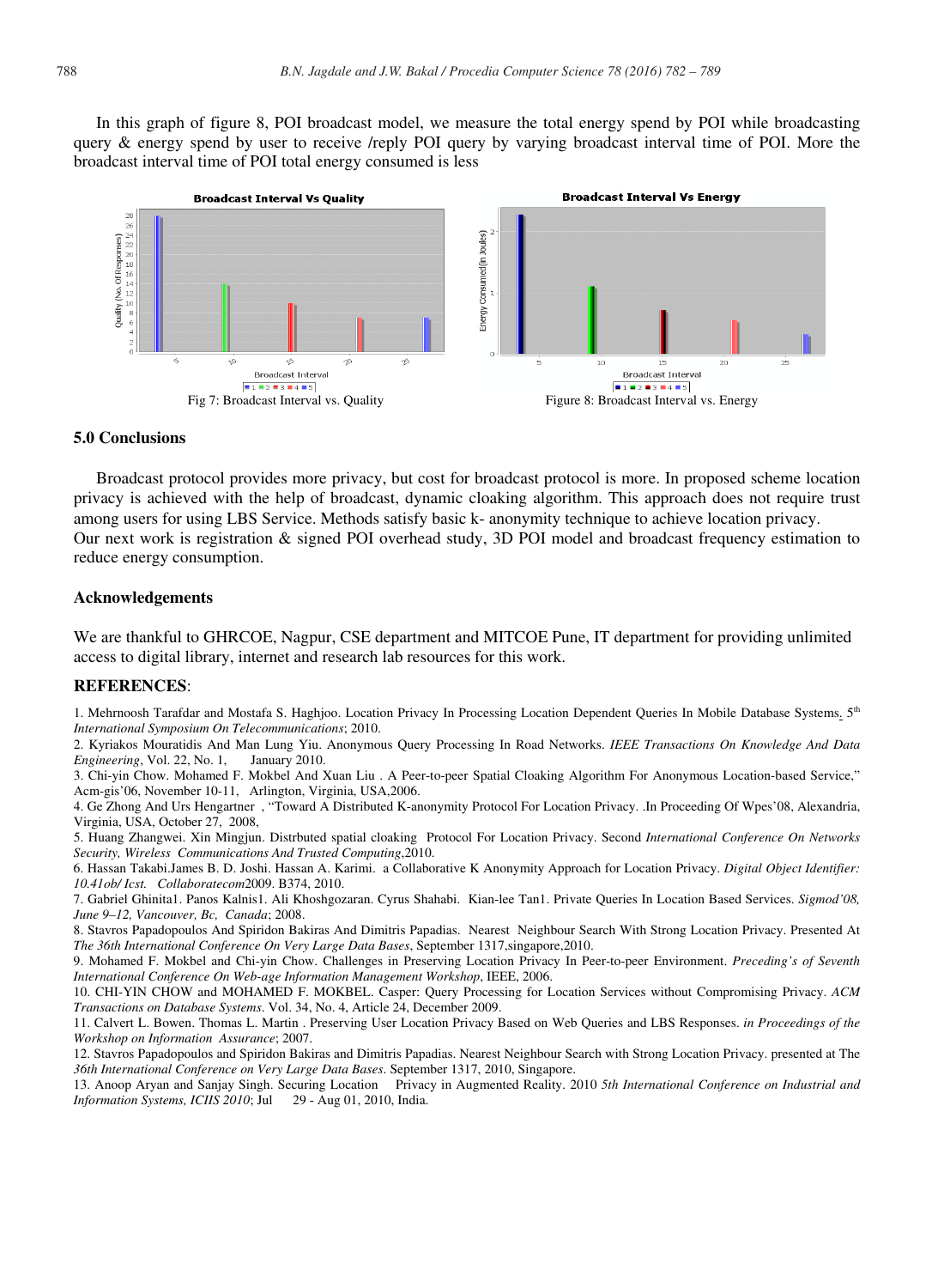In this graph of figure 8, POI broadcast model, we measure the total energy spend by POI while broadcasting query & energy spend by user to receive /reply POI query by varying broadcast interval time of POI. More the broadcast interval time of POI total energy consumed is less

Fig 7: Broadcast Interval vs. Quality

Figure 8: Broadcast Interval vs. Energy

### 5.0 Conclusions

Broadcast protocol provides more privacy, but cost for broadcast protocol is more. In proposed scheme location privacy is achieved with the help of broadcast, dynamic cloaking algorithm. This approach does not require trust among users for using LBS Service. Methods satisfy basic k- anonymity technique to achieve location privacy.
Our next work is registration & signed POI overhead study, 3D POI model and broadcast frequency estimation to reduce energy consumption.

### Acknowledgements

We are thankful to GHRCOE, Nagpur, CSE department and MITCOE Pune, IT department for providing unlimited access to digital library, internet and research lab resources for this work.

### REFERENCES:

1. Mehrnoosh Tarafdar and Mostafa S. Haghjoo. Location Privacy In Processing Location Dependent Queries In Mobile Database Systems. 5th *International Symposium On Telecommunications*; 2010.
2. Kyriakos Mouratidis And Man Lung Yiu. Anonymous Query Processing In Road Networks. *IEEE Transactions On Knowledge And Data Engineering*, Vol. 22, No. 1, January 2010.
3. Chi-yin Chow. Mohamed F. Mokbel And Xuan Liu . A Peer-to-peer Spatial Cloaking Algorithm For Anonymous Location-based Service," Acm-gis'06, November 10-11, Arlington, Virginia, USA,2006.
4. Ge Zhong And Urs Hengartner , "Toward A Distributed K-anonymity Protocol For Location Privacy. .In Proceeding Of Wpes'08, Alexandria, Virginia, USA, October 27, 2008,
5. Huang Zhangwei. Xin Mingjun. Distrbuted spatial cloaking Protocol For Location Privacy. Second *International Conference On Networks Security, Wireless Communications And Trusted Computing*,2010.
6. Hassan Takabi.James B. D. Joshi. Hassan A. Karimi. a Collaborative K Anonymity Approach for Location Privacy. *Digital Object Identifier: 10.41ob/ Icst. Collaboratecom*2009. B374, 2010.
7. Gabriel Ghinita1. Panos Kalnis1. Ali Khoshgozaran. Cyrus Shahabi. Kian-lee Tan1. Private Queries In Location Based Services. *Sigmod'08, June 9–12, Vancouver, Bc, Canada*; 2008.
8. Stavros Papadopoulos And Spiridon Bakiras And Dimitris Papadias. Nearest Neighbour Search With Strong Location Privacy. Presented At *The 36th International Conference On Very Large Data Bases*, September 1317,singapore,2010.
9. Mohamed F. Mokbel and Chi-yin Chow. Challenges in Preserving Location Privacy In Peer-to-peer Environment. *Preceding's of Seventh International Conference On Web-age Information Management Workshop*, IEEE, 2006.
10. CHI-YIN CHOW and MOHAMED F. MOKBEL. Casper: Query Processing for Location Services without Compromising Privacy. *ACM Transactions on Database Systems*. Vol. 34, No. 4, Article 24, December 2009.
11. Calvert L. Bowen. Thomas L. Martin . Preserving User Location Privacy Based on Web Queries and LBS Responses. *in Proceedings of the Workshop on Information Assurance*; 2007.
12. Stavros Papadopoulos and Spiridon Bakiras and Dimitris Papadias. Nearest Neighbour Search with Strong Location Privacy. presented at The *36th International Conference on Very Large Data Bases*. September 1317, 2010, Singapore.
13. Anoop Aryan and Sanjay Singh. Securing Location Privacy in Augmented Reality. 2010 *5th International Conference on Industrial and Information Systems, ICIIS 2010*; Jul 29 - Aug 01, 2010, India.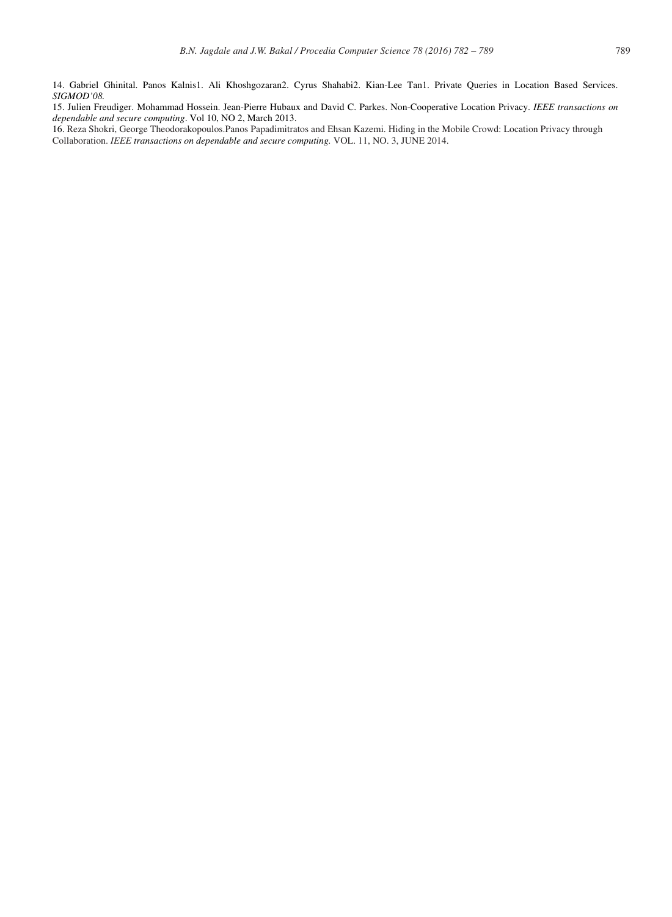14. Gabriel Ghinital. Panos Kalnis1. Ali Khoshgozaran2. Cyrus Shahabi2. Kian-Lee Tan1. Private Queries in Location Based Services. *SIGMOD'08.*

15. Julien Freudiger. Mohammad Hossein. Jean-Pierre Hubaux and David C. Parkes. Non-Cooperative Location Privacy. *IEEE transactions on dependable and secure computing*. Vol 10, NO 2, March 2013.

16. Reza Shokri, George Theodorakopoulos.Panos Papadimitratos and Ehsan Kazemi. Hiding in the Mobile Crowd: Location Privacy through Collaboration. *IEEE transactions on dependable and secure computing.* VOL. 11, NO. 3, JUNE 2014.